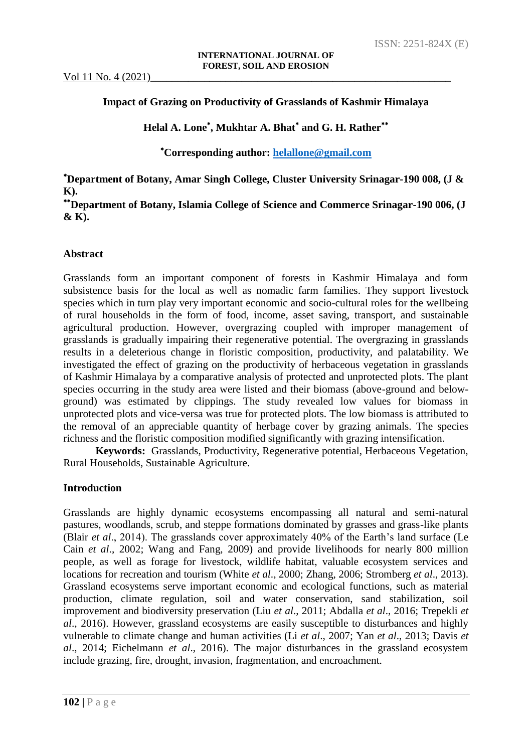# Impact of Grazing on Productivity of Grasslands of Kashmir Himalaya

**Helal A. Lone[*], Mukhtar A. Bhat[*] and G. H. Rather[**]**

**[*]Corresponding author: helallone@gmail.com**

**[*]Department of Botany, Amar Singh College, Cluster University Srinagar-190 008, (J & K).**

**[**]Department of Botany, Islamia College of Science and Commerce Srinagar-190 006, (J & K).**

## Abstract

Grasslands form an important component of forests in Kashmir Himalaya and form subsistence basis for the local as well as nomadic farm families. They support livestock species which in turn play very important economic and socio-cultural roles for the wellbeing of rural households in the form of food, income, asset saving, transport, and sustainable agricultural production. However, overgrazing coupled with improper management of grasslands is gradually impairing their regenerative potential. The overgrazing in grasslands results in a deleterious change in floristic composition, productivity, and palatability. We investigated the effect of grazing on the productivity of herbaceous vegetation in grasslands of Kashmir Himalaya by a comparative analysis of protected and unprotected plots. The plant species occurring in the study area were listed and their biomass (above-ground and below-ground) was estimated by clippings. The study revealed low values for biomass in unprotected plots and vice-versa was true for protected plots. The low biomass is attributed to the removal of an appreciable quantity of herbage cover by grazing animals. The species richness and the floristic composition modified significantly with grazing intensification.

**Keywords:** Grasslands, Productivity, Regenerative potential, Herbaceous Vegetation, Rural Households, Sustainable Agriculture.

## Introduction

Grasslands are highly dynamic ecosystems encompassing all natural and semi-natural pastures, woodlands, scrub, and steppe formations dominated by grasses and grass-like plants (Blair *et al*., 2014). The grasslands cover approximately 40% of the Earth's land surface (Le Cain *et al*., 2002; Wang and Fang, 2009) and provide livelihoods for nearly 800 million people, as well as forage for livestock, wildlife habitat, valuable ecosystem services and locations for recreation and tourism (White *et al*., 2000; Zhang, 2006; Stromberg *et al*., 2013). Grassland ecosystems serve important economic and ecological functions, such as material production, climate regulation, soil and water conservation, sand stabilization, soil improvement and biodiversity preservation (Liu *et al*., 2011; Abdalla *et al*., 2016; Trepekli *et al*., 2016). However, grassland ecosystems are easily susceptible to disturbances and highly vulnerable to climate change and human activities (Li *et al*., 2007; Yan *et al*., 2013; Davis *et al*., 2014; Eichelmann *et al*., 2016). The major disturbances in the grassland ecosystem include grazing, fire, drought, invasion, fragmentation, and encroachment.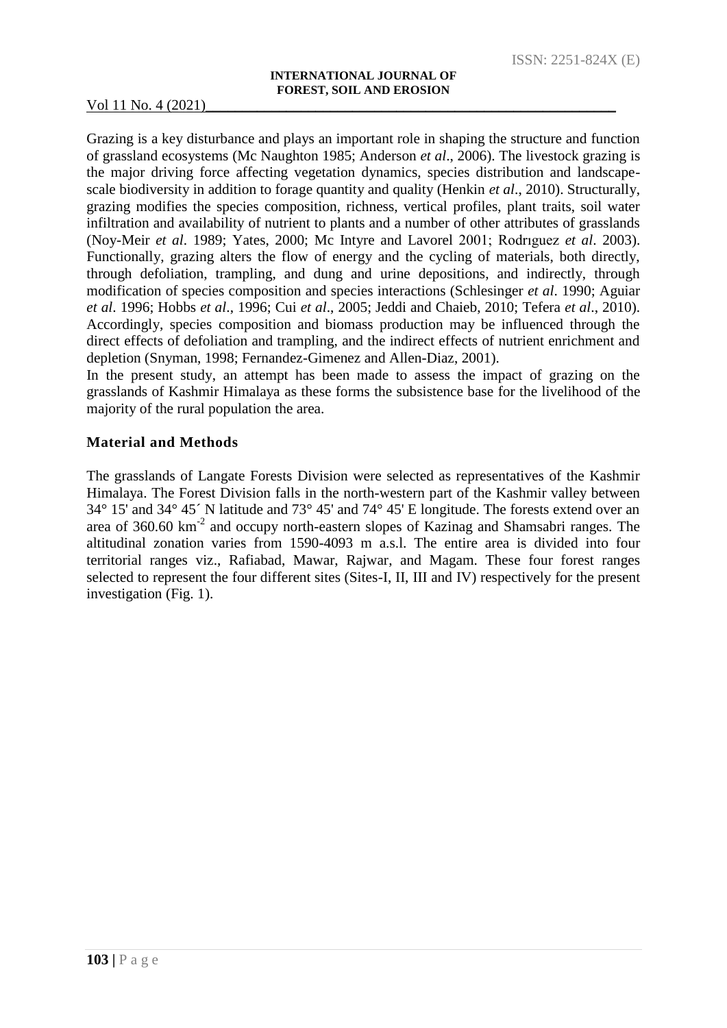Grazing is a key disturbance and plays an important role in shaping the structure and function of grassland ecosystems (Mc Naughton 1985; Anderson *et al*., 2006). The livestock grazing is the major driving force affecting vegetation dynamics, species distribution and landscape-scale biodiversity in addition to forage quantity and quality (Henkin *et al*., 2010). Structurally, grazing modifies the species composition, richness, vertical profiles, plant traits, soil water infiltration and availability of nutrient to plants and a number of other attributes of grasslands (Noy-Meir *et al*. 1989; Yates, 2000; Mc Intyre and Lavorel 2001; Rodrıguez *et al*. 2003). Functionally, grazing alters the flow of energy and the cycling of materials, both directly, through defoliation, trampling, and dung and urine depositions, and indirectly, through modification of species composition and species interactions (Schlesinger *et al*. 1990; Aguiar *et al*. 1996; Hobbs *et al*., 1996; Cui *et al*., 2005; Jeddi and Chaieb, 2010; Tefera *et al*., 2010). Accordingly, species composition and biomass production may be influenced through the direct effects of defoliation and trampling, and the indirect effects of nutrient enrichment and depletion (Snyman, 1998; Fernandez-Gimenez and Allen-Diaz, 2001).

In the present study, an attempt has been made to assess the impact of grazing on the grasslands of Kashmir Himalaya as these forms the subsistence base for the livelihood of the majority of the rural population the area.

## Material and Methods

The grasslands of Langate Forests Division were selected as representatives of the Kashmir Himalaya. The Forest Division falls in the north-western part of the Kashmir valley between 34° 15' and 34° 45´ N latitude and 73° 45' and 74° 45' E longitude. The forests extend over an area of 360.60 $km^{-2}$ and occupy north-eastern slopes of Kazinag and Shamsabri ranges. The altitudinal zonation varies from 1590-4093 m a.s.l. The entire area is divided into four territorial ranges viz., Rafiabad, Mawar, Rajwar, and Magam. These four forest ranges selected to represent the four different sites (Sites-I, II, III and IV) respectively for the present investigation (Fig. 1).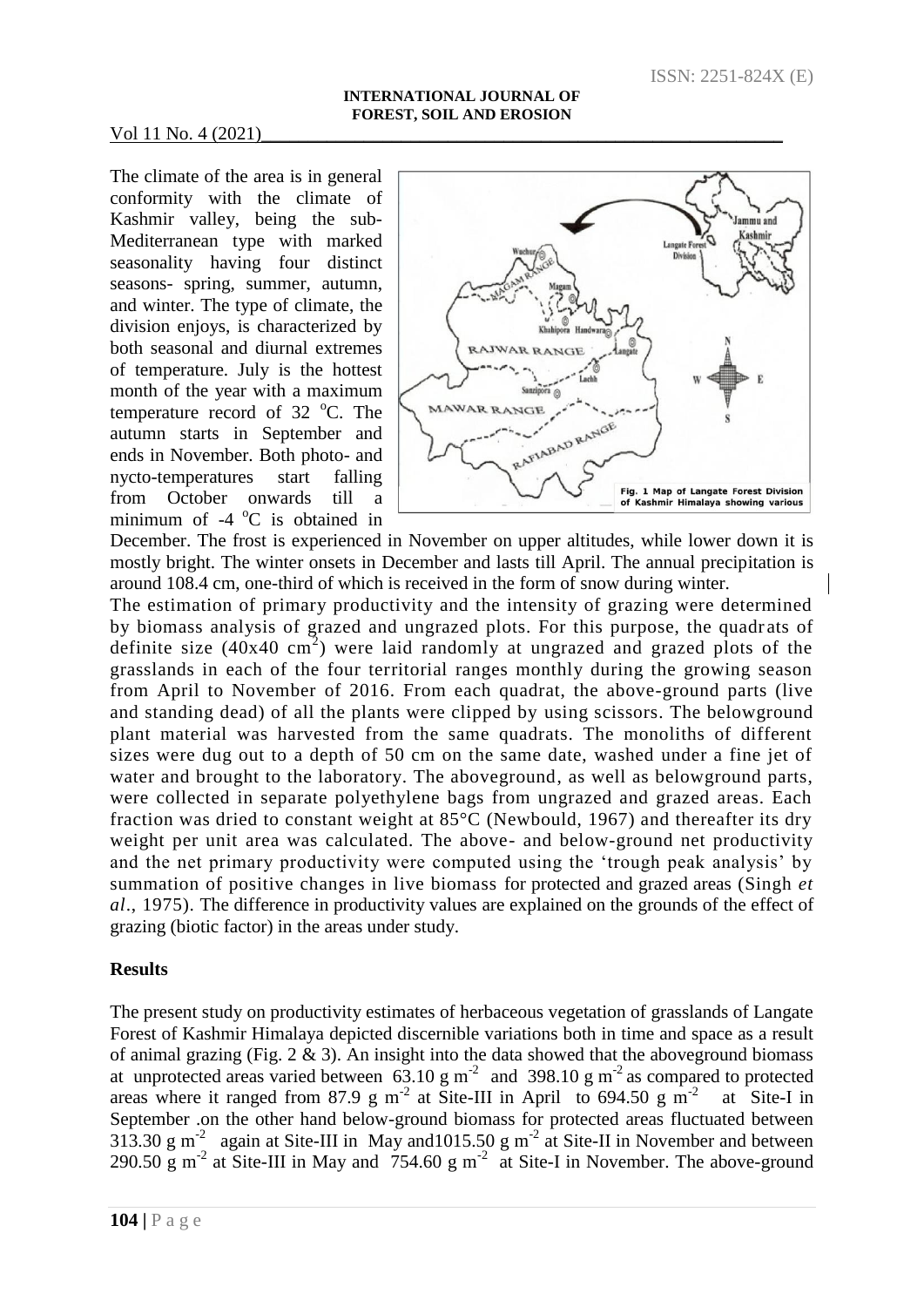The climate of the area is in general conformity with the climate of Kashmir valley, being the sub-Mediterranean type with marked seasonality having four distinct seasons- spring, summer, autumn, and winter. The type of climate, the division enjoys, is characterized by both seasonal and diurnal extremes of temperature. July is the hottest month of the year with a maximum temperature record of 32 $^{o}$C. The autumn starts in September and ends in November. Both photo- and nycto-temperatures start falling from October onwards till a minimum of -4 $^{o}$C is obtained in December. The frost is experienced in November on upper altitudes, while lower down it is mostly bright. The winter onsets in December and lasts till April. The annual precipitation is around 108.4 cm, one-third of which is received in the form of snow during winter.

Fig. 1 Map of Langate Forest Division of Kashmir Himalaya showing various

The estimation of primary productivity and the intensity of grazing were determined by biomass analysis of grazed and ungrazed plots. For this purpose, the quadrats of definite size (40x40 cm$^{2}$) were laid randomly at ungrazed and grazed plots of the grasslands in each of the four territorial ranges monthly during the growing season from April to November of 2016. From each quadrat, the above-ground parts (live and standing dead) of all the plants were clipped by using scissors. The belowground plant material was harvested from the same quadrats. The monoliths of different sizes were dug out to a depth of 50 cm on the same date, washed under a fine jet of water and brought to the laboratory. The aboveground, as well as belowground parts, were collected in separate polyethylene bags from ungrazed and grazed areas. Each fraction was dried to constant weight at 85°C (Newbould, 1967) and thereafter its dry weight per unit area was calculated. The above- and below-ground net productivity and the net primary productivity were computed using the 'trough peak analysis' by summation of positive changes in live biomass for protected and grazed areas (Singh *et al*., 1975). The difference in productivity values are explained on the grounds of the effect of grazing (biotic factor) in the areas under study.

## Results

The present study on productivity estimates of herbaceous vegetation of grasslands of Langate Forest of Kashmir Himalaya depicted discernible variations both in time and space as a result of animal grazing (Fig. 2 & 3). An insight into the data showed that the aboveground biomass at unprotected areas varied between 63.10 g m$^{-2}$ and 398.10 g m$^{-2}$ as compared to protected areas where it ranged from 87.9 g m$^{-2}$ at Site-III in April to 694.50 g m$^{-2}$ at Site-I in September .on the other hand below-ground biomass for protected areas fluctuated between 313.30 g m$^{-2}$ again at Site-III in May and1015.50 g m$^{-2}$ at Site-II in November and between 290.50 g m$^{-2}$ at Site-III in May and 754.60 g m$^{-2}$ at Site-I in November. The above-ground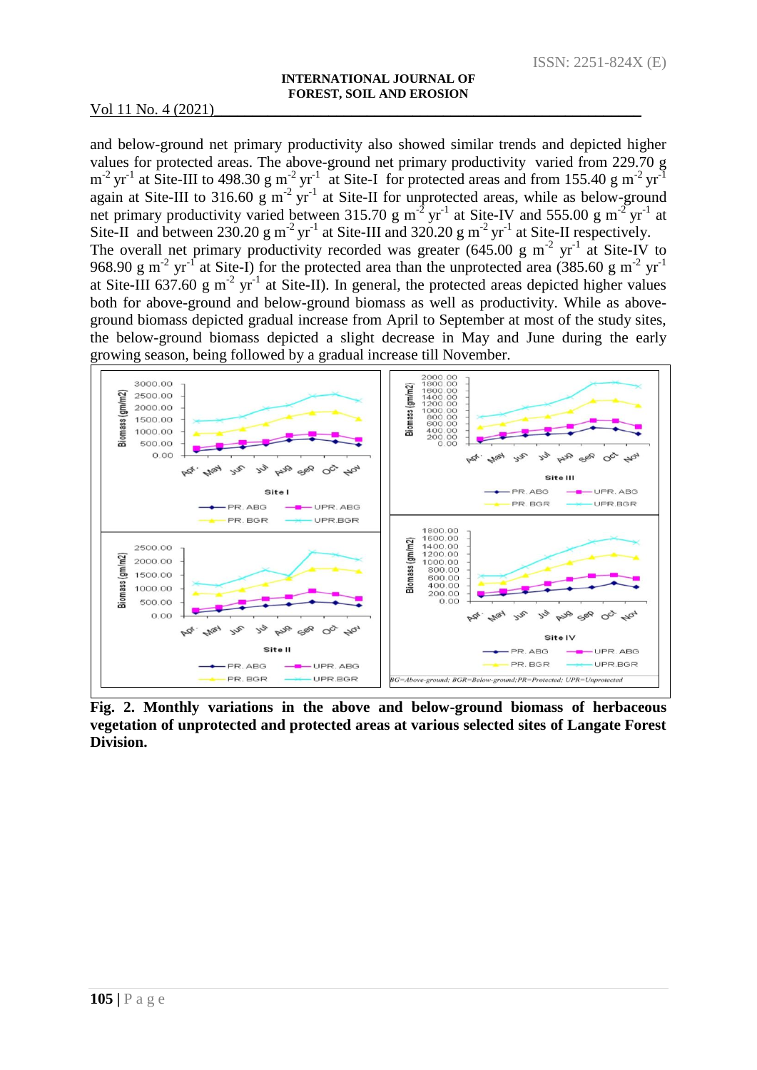and below-ground net primary productivity also showed similar trends and depicted higher values for protected areas. The above-ground net primary productivity varied from 229.70 g $m^{-2}$ $yr^{-1}$ at Site-III to 498.30 g $m^{-2}$ $yr^{-1}$ at Site-I for protected areas and from 155.40 g $m^{-2}$ $yr^{-1}$ again at Site-III to 316.60 g $m^{-2}$ $yr^{-1}$ at Site-II for unprotected areas, while as below-ground net primary productivity varied between 315.70 g $m^{-2}$ $yr^{-1}$ at Site-IV and 555.00 g $m^{-2}$ $yr^{-1}$ at Site-II and between 230.20 g $m^{-2}$ $yr^{-1}$ at Site-III and 320.20 g $m^{-2}$ $yr^{-1}$ at Site-II respectively. The overall net primary productivity recorded was greater (645.00 g $m^{-2}$ $yr^{-1}$ at Site-IV to 968.90 g $m^{-2}$ $yr^{-1}$ at Site-I) for the protected area than the unprotected area (385.60 g $m^{-2}$ $yr^{-1}$ at Site-III 637.60 g $m^{-2}$ $yr^{-1}$ at Site-II). In general, the protected areas depicted higher values both for above-ground and below-ground biomass as well as productivity. While as above-ground biomass depicted gradual increase from April to September at most of the study sites, the below-ground biomass depicted a slight decrease in May and June during the early growing season, being followed by a gradual increase till November.

**Fig. 2. Monthly variations in the above and below-ground biomass of herbaceous vegetation of unprotected and protected areas at various selected sites of Langate Forest Division.**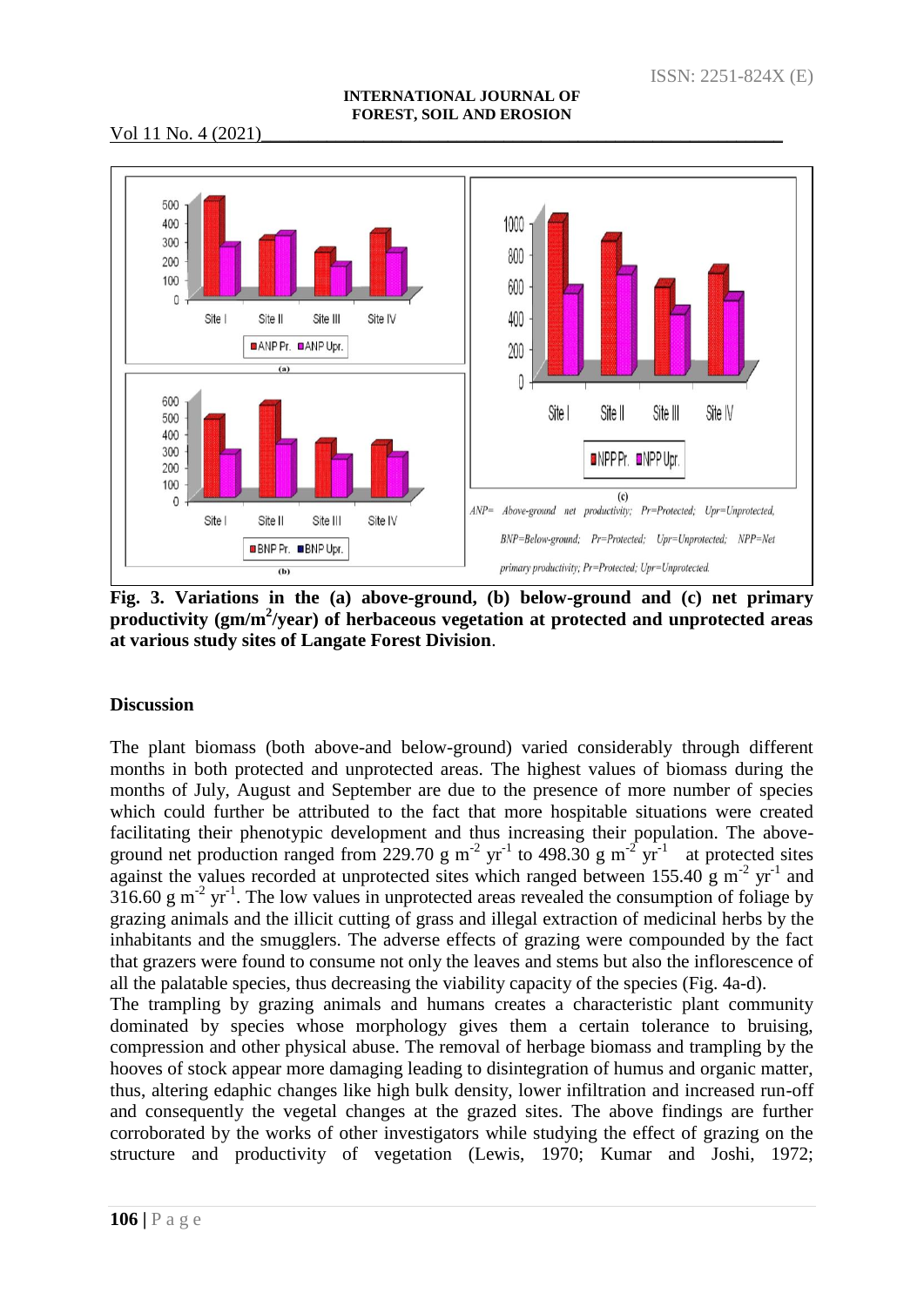Fig. 3. Variations in the (a) above-ground, (b) below-ground and (c) net primary productivity (gm/m$^2$/year) of herbaceous vegetation at protected and unprotected areas at various study sites of Langate Forest Division.

*ANP= Above-ground net productivity; Pr=Protected; Upr=Unprotected, BNP=Below-ground; Pr=Protected; Upr=Unprotected; NPP=Net primary productivity; Pr=Protected; Upr=Unprotected.*

## Discussion

The plant biomass (both above-and below-ground) varied considerably through different months in both protected and unprotected areas. The highest values of biomass during the months of July, August and September are due to the presence of more number of species which could further be attributed to the fact that more hospitable situations were created facilitating their phenotypic development and thus increasing their population. The above-ground net production ranged from 229.70 g $m^{-2}$ $yr^{-1}$ to 498.30 g $m^{-2}$ $yr^{-1}$ at protected sites against the values recorded at unprotected sites which ranged between 155.40 g $m^{-2}$ $yr^{-1}$ and 316.60 g $m^{-2}$ $yr^{-1}$. The low values in unprotected areas revealed the consumption of foliage by grazing animals and the illicit cutting of grass and illegal extraction of medicinal herbs by the inhabitants and the smugglers. The adverse effects of grazing were compounded by the fact that grazers were found to consume not only the leaves and stems but also the inflorescence of all the palatable species, thus decreasing the viability capacity of the species (Fig. 4a-d).

The trampling by grazing animals and humans creates a characteristic plant community dominated by species whose morphology gives them a certain tolerance to bruising, compression and other physical abuse. The removal of herbage biomass and trampling by the hooves of stock appear more damaging leading to disintegration of humus and organic matter, thus, altering edaphic changes like high bulk density, lower infiltration and increased run-off and consequently the vegetal changes at the grazed sites. The above findings are further corroborated by the works of other investigators while studying the effect of grazing on the structure and productivity of vegetation (Lewis, 1970; Kumar and Joshi, 1972;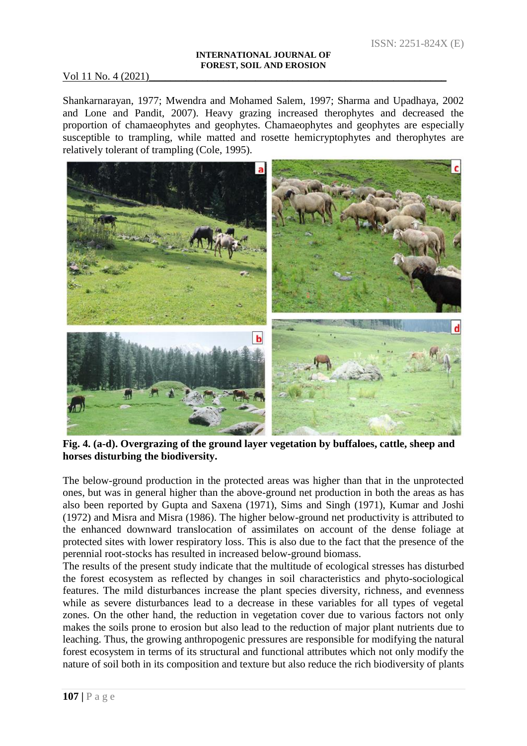Shankarnarayan, 1977; Mwendra and Mohamed Salem, 1997; Sharma and Upadhaya, 2002 and Lone and Pandit, 2007). Heavy grazing increased therophytes and decreased the proportion of chamaeophytes and geophytes. Chamaeophytes and geophytes are especially susceptible to trampling, while matted and rosette hemicryptophytes and therophytes are relatively tolerant of trampling (Cole, 1995).

**Fig. 4. (a-d). Overgrazing of the ground layer vegetation by buffaloes, cattle, sheep and horses disturbing the biodiversity.**

The below-ground production in the protected areas was higher than that in the unprotected ones, but was in general higher than the above-ground net production in both the areas as has also been reported by Gupta and Saxena (1971), Sims and Singh (1971), Kumar and Joshi (1972) and Misra and Misra (1986). The higher below-ground net productivity is attributed to the enhanced downward translocation of assimilates on account of the dense foliage at protected sites with lower respiratory loss. This is also due to the fact that the presence of the perennial root-stocks has resulted in increased below-ground biomass.

The results of the present study indicate that the multitude of ecological stresses has disturbed the forest ecosystem as reflected by changes in soil characteristics and phyto-sociological features. The mild disturbances increase the plant species diversity, richness, and evenness while as severe disturbances lead to a decrease in these variables for all types of vegetal zones. On the other hand, the reduction in vegetation cover due to various factors not only makes the soils prone to erosion but also lead to the reduction of major plant nutrients due to leaching. Thus, the growing anthropogenic pressures are responsible for modifying the natural forest ecosystem in terms of its structural and functional attributes which not only modify the nature of soil both in its composition and texture but also reduce the rich biodiversity of plants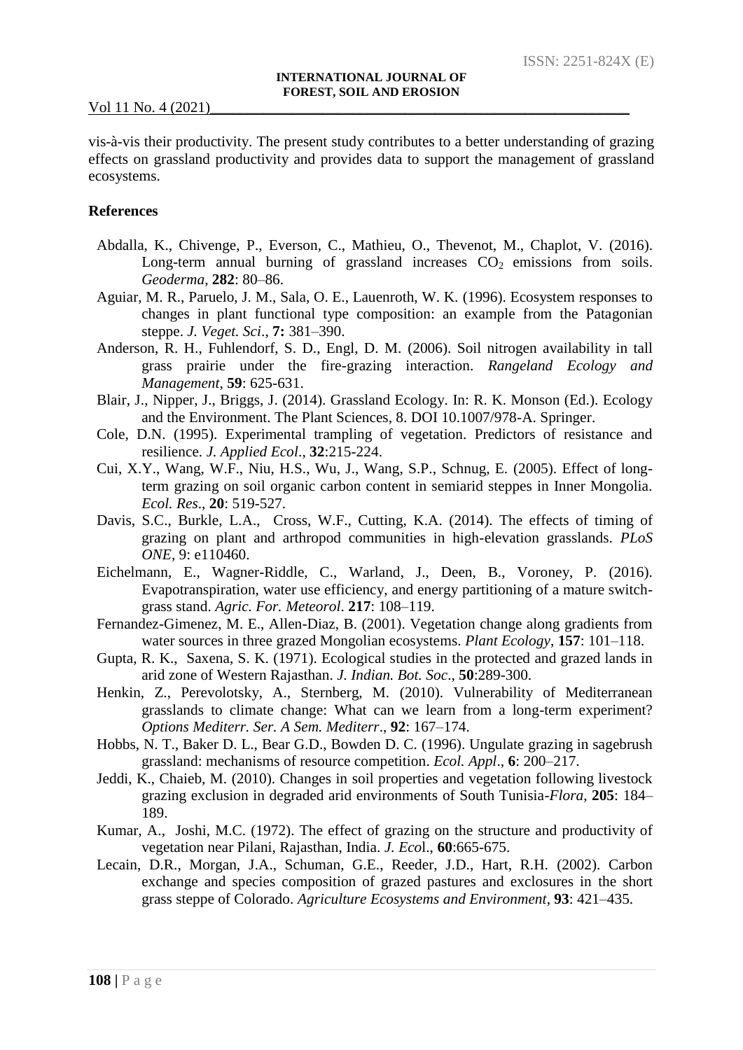vis-à-vis their productivity. The present study contributes to a better understanding of grazing effects on grassland productivity and provides data to support the management of grassland ecosystems.

## References

Abdalla, K., Chivenge, P., Everson, C., Mathieu, O., Thevenot, M., Chaplot, V. (2016). Long-term annual burning of grassland increases $CO_2$ emissions from soils. *Geoderma*, **282**: 80–86.

Aguiar, M. R., Paruelo, J. M., Sala, O. E., Lauenroth, W. K. (1996). Ecosystem responses to changes in plant functional type composition: an example from the Patagonian steppe. *J. Veget. Sci*., **7:** 381–390.

Anderson, R. H., Fuhlendorf, S. D., Engl, D. M. (2006). Soil nitrogen availability in tall grass prairie under the fire-grazing interaction. *Rangeland Ecology and Management*, **59**: 625-631.

Blair, J., Nipper, J., Briggs, J. (2014). Grassland Ecology. In: R. K. Monson (Ed.). Ecology and the Environment. The Plant Sciences, 8. DOI 10.1007/978-A. Springer.

Cole, D.N. (1995). Experimental trampling of vegetation. Predictors of resistance and resilience. *J. Applied Ecol*., **32**:215-224.

Cui, X.Y., Wang, W.F., Niu, H.S., Wu, J., Wang, S.P., Schnug, E. (2005). Effect of long-term grazing on soil organic carbon content in semiarid steppes in Inner Mongolia. *Ecol. Res*., **20**: 519-527.

Davis, S.C., Burkle, L.A., Cross, W.F., Cutting, K.A. (2014). The effects of timing of grazing on plant and arthropod communities in high-elevation grasslands. *PLoS ONE*, 9: e110460.

Eichelmann, E., Wagner-Riddle, C., Warland, J., Deen, B., Voroney, P. (2016). Evapotranspiration, water use efficiency, and energy partitioning of a mature switch-grass stand. *Agric. For. Meteorol*. **217**: 108–119.

Fernandez-Gimenez, M. E., Allen-Diaz, B. (2001). Vegetation change along gradients from water sources in three grazed Mongolian ecosystems. *Plant Ecology*, **157**: 101–118.

Gupta, R. K., Saxena, S. K. (1971). Ecological studies in the protected and grazed lands in arid zone of Western Rajasthan. *J. Indian. Bot. Soc*., **50**:289-300.

Henkin, Z., Perevolotsky, A., Sternberg, M. (2010). Vulnerability of Mediterranean grasslands to climate change: What can we learn from a long-term experiment? *Options Mediterr. Ser. A Sem. Mediterr*., **92**: 167–174.

Hobbs, N. T., Baker D. L., Bear G.D., Bowden D. C. (1996). Ungulate grazing in sagebrush grassland: mechanisms of resource competition. *Ecol. Appl*., **6**: 200–217.

Jeddi, K., Chaieb, M. (2010). Changes in soil properties and vegetation following livestock grazing exclusion in degraded arid environments of South Tunisia-*Flora*, **205**: 184–189.

Kumar, A., Joshi, M.C. (1972). The effect of grazing on the structure and productivity of vegetation near Pilani, Rajasthan, India. *J. Eco*l., **60**:665-675.

Lecain, D.R., Morgan, J.A., Schuman, G.E., Reeder, J.D., Hart, R.H. (2002). Carbon exchange and species composition of grazed pastures and exclosures in the short grass steppe of Colorado. *Agriculture Ecosystems and Environment*, **93**: 421–435.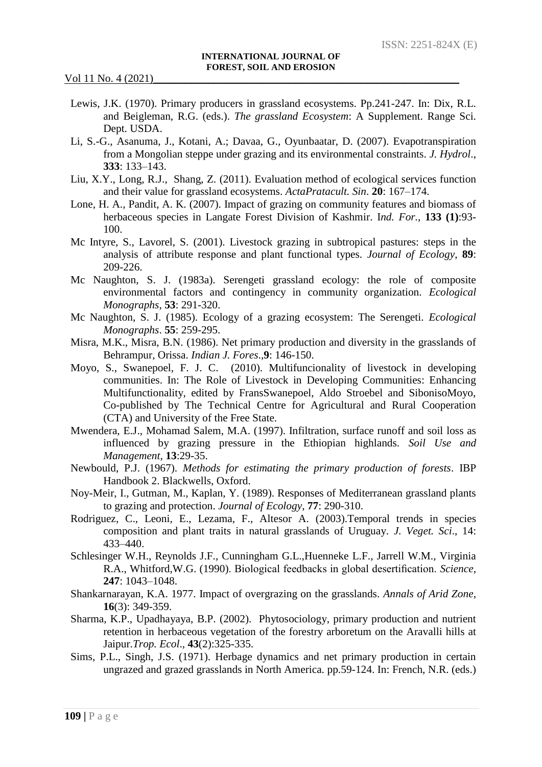Lewis, J.K. (1970). Primary producers in grassland ecosystems. Pp.241-247. In: Dix, R.L. and Beigleman, R.G. (eds.). *The grassland Ecosystem*: A Supplement. Range Sci. Dept. USDA.

Li, S.-G., Asanuma, J., Kotani, A.; Davaa, G., Oyunbaatar, D. (2007). Evapotranspiration from a Mongolian steppe under grazing and its environmental constraints. *J. Hydrol*., **333**: 133–143.

Liu, X.Y., Long, R.J., Shang, Z. (2011). Evaluation method of ecological services function and their value for grassland ecosystems. *ActaPratacult. Sin*. **20**: 167–174.

Lone, H. A., Pandit, A. K. (2007). Impact of grazing on community features and biomass of herbaceous species in Langate Forest Division of Kashmir. I*nd. For.*, **133 (1)**:93-100.

Mc Intyre, S., Lavorel, S. (2001). Livestock grazing in subtropical pastures: steps in the analysis of attribute response and plant functional types. *Journal of Ecology*, **89**: 209-226.

Mc Naughton, S. J. (1983a). Serengeti grassland ecology: the role of composite environmental factors and contingency in community organization. *Ecological Monographs*, **53**: 291-320.

Mc Naughton, S. J. (1985). Ecology of a grazing ecosystem: The Serengeti. *Ecological Monographs*. **55**: 259-295.

Misra, M.K., Misra, B.N. (1986). Net primary production and diversity in the grasslands of Behrampur, Orissa. *Indian J. Fores*.,**9**: 146-150.

Moyo, S., Swanepoel, F. J. C. (2010). Multifuncionality of livestock in developing communities. In: The Role of Livestock in Developing Communities: Enhancing Multifunctionality, edited by FransSwanepoel, Aldo Stroebel and SibonisoMoyo, Co-published by The Technical Centre for Agricultural and Rural Cooperation (CTA) and University of the Free State.

Mwendera, E.J., Mohamad Salem, M.A. (1997). Infiltration, surface runoff and soil loss as influenced by grazing pressure in the Ethiopian highlands. *Soil Use and Management*, **13**:29-35.

Newbould, P.J. (1967). *Methods for estimating the primary production of forests*. IBP Handbook 2. Blackwells, Oxford.

Noy-Meir, I., Gutman, M., Kaplan, Y. (1989). Responses of Mediterranean grassland plants to grazing and protection. *Journal of Ecology*, **77**: 290-310.

Rodriguez, C., Leoni, E., Lezama, F., Altesor A. (2003).Temporal trends in species composition and plant traits in natural grasslands of Uruguay. *J. Veget. Sci*., 14: 433–440.

Schlesinger W.H., Reynolds J.F., Cunningham G.L.,Huenneke L.F., Jarrell W.M., Virginia R.A., Whitford,W.G. (1990). Biological feedbacks in global desertification. *Science*, **247**: 1043–1048.

Shankarnarayan, K.A. 1977. Impact of overgrazing on the grasslands. *Annals of Arid Zone*, **16**(3): 349-359.

Sharma, K.P., Upadhayaya, B.P. (2002). Phytosociology, primary production and nutrient retention in herbaceous vegetation of the forestry arboretum on the Aravalli hills at Jaipur.*Trop. Ecol*., **43**(2):325-335.

Sims, P.L., Singh, J.S. (1971). Herbage dynamics and net primary production in certain ungrazed and grazed grasslands in North America. pp.59-124. In: French, N.R. (eds.)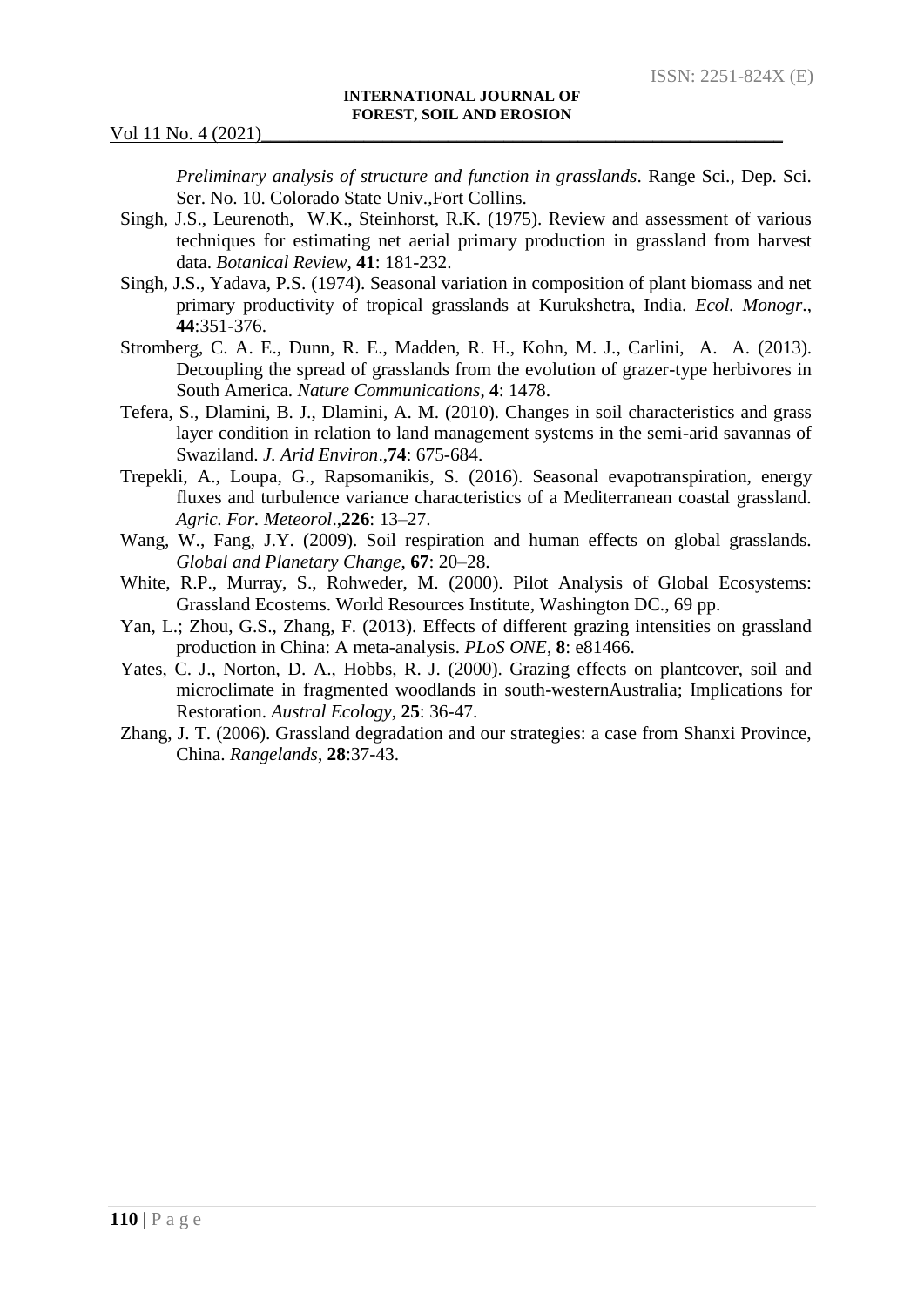*Preliminary analysis of structure and function in grasslands*. Range Sci., Dep. Sci. Ser. No. 10. Colorado State Univ.,Fort Collins.

Singh, J.S., Leurenoth, W.K., Steinhorst, R.K. (1975). Review and assessment of various techniques for estimating net aerial primary production in grassland from harvest data. *Botanical Review*, **41**: 181-232.

Singh, J.S., Yadava, P.S. (1974). Seasonal variation in composition of plant biomass and net primary productivity of tropical grasslands at Kurukshetra, India. *Ecol. Monogr*., **44**:351-376.

Stromberg, C. A. E., Dunn, R. E., Madden, R. H., Kohn, M. J., Carlini, A. A. (2013). Decoupling the spread of grasslands from the evolution of grazer-type herbivores in South America. *Nature Communications*, **4**: 1478.

Tefera, S., Dlamini, B. J., Dlamini, A. M. (2010). Changes in soil characteristics and grass layer condition in relation to land management systems in the semi-arid savannas of Swaziland. *J. Arid Environ*.,**74**: 675-684.

Trepekli, A., Loupa, G., Rapsomanikis, S. (2016). Seasonal evapotranspiration, energy fluxes and turbulence variance characteristics of a Mediterranean coastal grassland. *Agric. For. Meteorol*.,**226**: 13–27.

Wang, W., Fang, J.Y. (2009). Soil respiration and human effects on global grasslands. *Global and Planetary Change*, **67**: 20–28.

White, R.P., Murray, S., Rohweder, M. (2000). Pilot Analysis of Global Ecosystems: Grassland Ecostems. World Resources Institute, Washington DC., 69 pp.

Yan, L.; Zhou, G.S., Zhang, F. (2013). Effects of different grazing intensities on grassland production in China: A meta-analysis. *PLoS ONE*, **8**: e81466.

Yates, C. J., Norton, D. A., Hobbs, R. J. (2000). Grazing effects on plantcover, soil and microclimate in fragmented woodlands in south-westernAustralia; Implications for Restoration. *Austral Ecology*, **25**: 36-47.

Zhang, J. T. (2006). Grassland degradation and our strategies: a case from Shanxi Province, China. *Rangelands*, **28**:37-43.